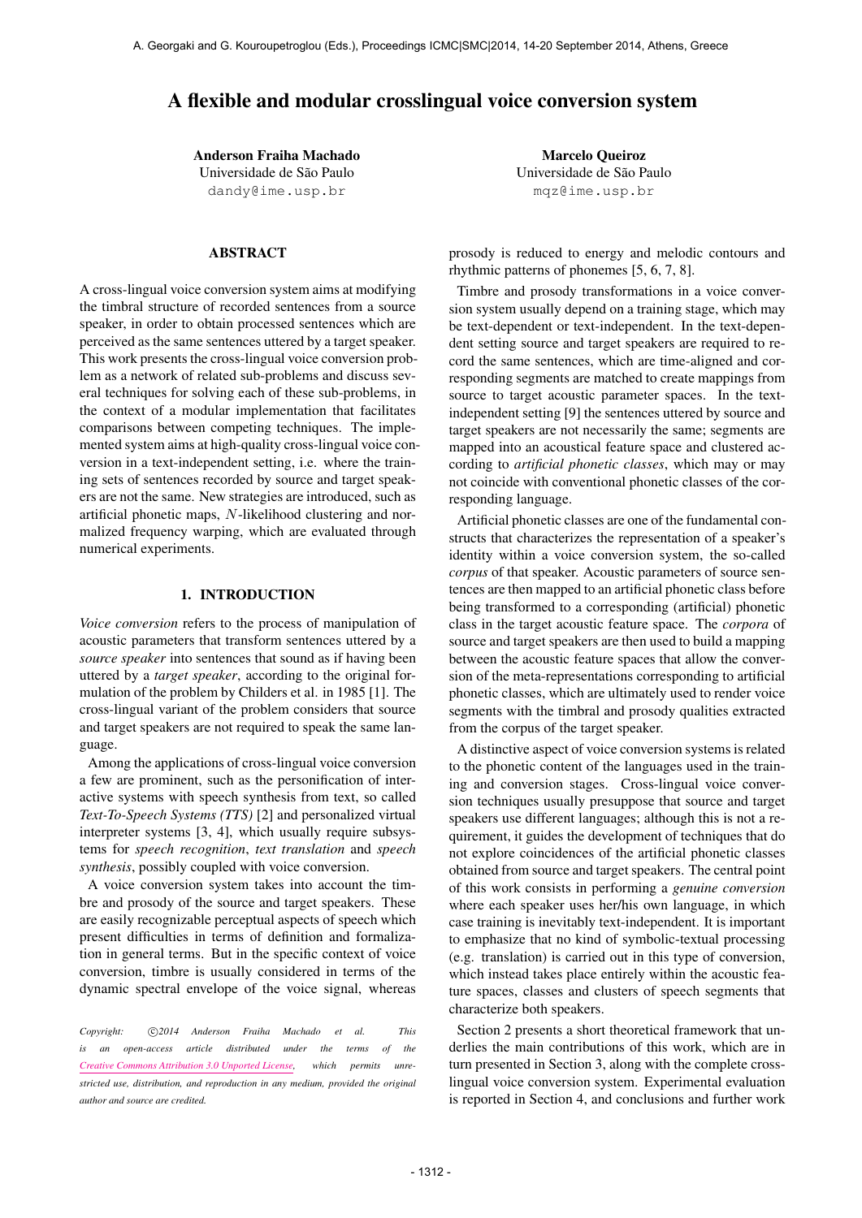# A flexible and modular crosslingual voice conversion system

**Anderson Fraiha Machado**
Universidade de São Paulo
dandy@ime.usp.br

**Marcelo Queiroz**
Universidade de São Paulo
mqz@ime.usp.br

## ABSTRACT

A cross-lingual voice conversion system aims at modifying the timbral structure of recorded sentences from a source speaker, in order to obtain processed sentences which are perceived as the same sentences uttered by a target speaker. This work presents the cross-lingual voice conversion problem as a network of related sub-problems and discuss several techniques for solving each of these sub-problems, in the context of a modular implementation that facilitates comparisons between competing techniques. The implemented system aims at high-quality cross-lingual voice conversion in a text-independent setting, i.e. where the training sets of sentences recorded by source and target speakers are not the same. New strategies are introduced, such as artificial phonetic maps, $N$-likelihood clustering and normalized frequency warping, which are evaluated through numerical experiments.

## 1. INTRODUCTION

*Voice conversion* refers to the process of manipulation of acoustic parameters that transform sentences uttered by a *source speaker* into sentences that sound as if having been uttered by a *target speaker*, according to the original formulation of the problem by Childers et al. in 1985 [1]. The cross-lingual variant of the problem considers that source and target speakers are not required to speak the same language.

Among the applications of cross-lingual voice conversion a few are prominent, such as the personification of interactive systems with speech synthesis from text, so called *Text-To-Speech Systems (TTS)* [2] and personalized virtual interpreter systems [3, 4], which usually require subsystems for *speech recognition*, *text translation* and *speech synthesis*, possibly coupled with voice conversion.

A voice conversion system takes into account the timbre and prosody of the source and target speakers. These are easily recognizable perceptual aspects of speech which present difficulties in terms of definition and formalization in general terms. But in the specific context of voice conversion, timbre is usually considered in terms of the dynamic spectral envelope of the voice signal, whereas prosody is reduced to energy and melodic contours and rhythmic patterns of phonemes [5, 6, 7, 8].

Timbre and prosody transformations in a voice conversion system usually depend on a training stage, which may be text-dependent or text-independent. In the text-dependent setting source and target speakers are required to record the same sentences, which are time-aligned and corresponding segments are matched to create mappings from source to target acoustic parameter spaces. In the text-independent setting [9] the sentences uttered by source and target speakers are not necessarily the same; segments are mapped into an acoustical feature space and clustered according to *artificial phonetic classes*, which may or may not coincide with conventional phonetic classes of the corresponding language.

Artificial phonetic classes are one of the fundamental constructs that characterizes the representation of a speaker's identity within a voice conversion system, the so-called *corpus* of that speaker. Acoustic parameters of source sentences are then mapped to an artificial phonetic class before being transformed to a corresponding (artificial) phonetic class in the target acoustic feature space. The *corpora* of source and target speakers are then used to build a mapping between the acoustic feature spaces that allow the conversion of the meta-representations corresponding to artificial phonetic classes, which are ultimately used to render voice segments with the timbral and prosody qualities extracted from the corpus of the target speaker.

A distinctive aspect of voice conversion systems is related to the phonetic content of the languages used in the training and conversion stages. Cross-lingual voice conversion techniques usually presuppose that source and target speakers use different languages; although this is not a requirement, it guides the development of techniques that do not explore coincidences of the artificial phonetic classes obtained from source and target speakers. The central point of this work consists in performing a *genuine conversion* where each speaker uses her/his own language, in which case training is inevitably text-independent. It is important to emphasize that no kind of symbolic-textual processing (e.g. translation) is carried out in this type of conversion, which instead takes place entirely within the acoustic feature spaces, classes and clusters of speech segments that characterize both speakers.

Section 2 presents a short theoretical framework that underlies the main contributions of this work, which are in turn presented in Section 3, along with the complete cross-lingual voice conversion system. Experimental evaluation is reported in Section 4, and conclusions and further work

*Copyright: ©2014 Anderson Fraiha Machado et al. This is an open-access article distributed under the terms of the Creative Commons Attribution 3.0 Unported License, which permits unrestricted use, distribution, and reproduction in any medium, provided the original author and source are credited.*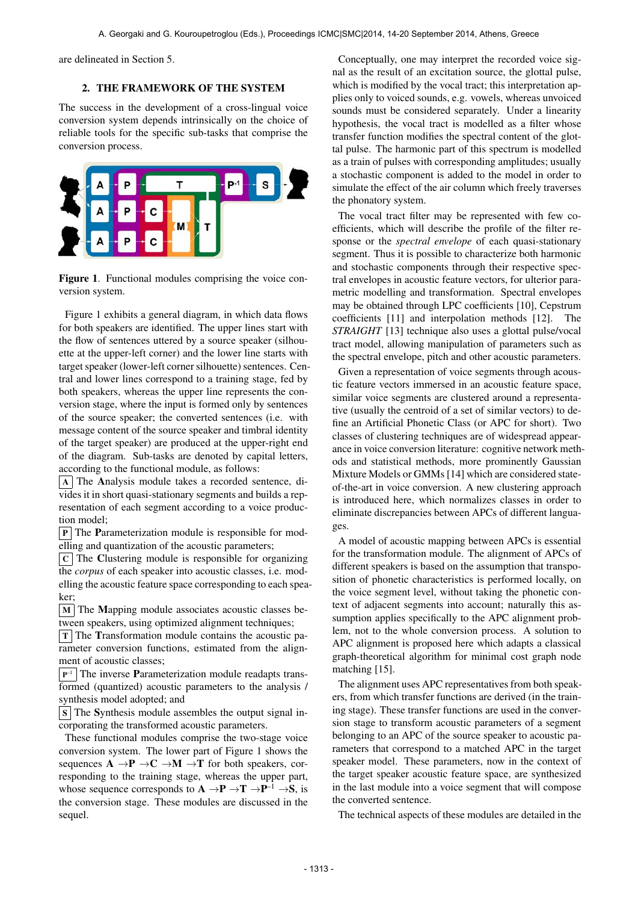are delineated in Section 5.

## 2. THE FRAMEWORK OF THE SYSTEM

The success in the development of a cross-lingual voice conversion system depends intrinsically on the choice of reliable tools for the specific sub-tasks that comprise the conversion process.

**Figure 1**. Functional modules comprising the voice conversion system.

Figure 1 exhibits a general diagram, in which data flows for both speakers are identified. The upper lines start with the flow of sentences uttered by a source speaker (silhouette at the upper-left corner) and the lower line starts with target speaker (lower-left corner silhouette) sentences. Central and lower lines correspond to a training stage, fed by both speakers, whereas the upper line represents the conversion stage, where the input is formed only by sentences of the source speaker; the converted sentences (i.e. with message content of the source speaker and timbral identity of the target speaker) are produced at the upper-right end of the diagram. Sub-tasks are denoted by capital letters, according to the functional module, as follows:

- A The **A**nalysis module takes a recorded sentence, divides it in short quasi-stationary segments and builds a representation of each segment according to a voice production model;
- P The **P**arameterization module is responsible for modelling and quantization of the acoustic parameters;
- C The **C**lustering module is responsible for organizing the *corpus* of each speaker into acoustic classes, i.e. modelling the acoustic feature space corresponding to each speaker;
- M The **M**apping module associates acoustic classes between speakers, using optimized alignment techniques;
- T The **T**ransformation module contains the acoustic parameter conversion functions, estimated from the alignment of acoustic classes;
- $P^{-1}$ The inverse **P**arameterization module readapts transformed (quantized) acoustic parameters to the analysis / synthesis model adopted; and
- S The **S**ynthesis module assembles the output signal incorporating the transformed acoustic parameters.

These functional modules comprise the two-stage voice conversion system. The lower part of Figure 1 shows the sequences **A** →**P** →**C** →**M** →**T** for both speakers, corresponding to the training stage, whereas the upper part, whose sequence corresponds to **A** →**P** →**T** →$\mathbf{P}^{-1}$ →**S**, is the conversion stage. These modules are discussed in the sequel.

Conceptually, one may interpret the recorded voice signal as the result of an excitation source, the glottal pulse, which is modified by the vocal tract; this interpretation applies only to voiced sounds, e.g. vowels, whereas unvoiced sounds must be considered separately. Under a linearity hypothesis, the vocal tract is modelled as a filter whose transfer function modifies the spectral content of the glottal pulse. The harmonic part of this spectrum is modelled as a train of pulses with corresponding amplitudes; usually a stochastic component is added to the model in order to simulate the effect of the air column which freely traverses the phonatory system.

The vocal tract filter may be represented with few coefficients, which will describe the profile of the filter response or the *spectral envelope* of each quasi-stationary segment. Thus it is possible to characterize both harmonic and stochastic components through their respective spectral envelopes in acoustic feature vectors, for ulterior parametric modelling and transformation. Spectral envelopes may be obtained through LPC coefficients [10], Cepstrum coefficients [11] and interpolation methods [12]. The *STRAIGHT* [13] technique also uses a glottal pulse/vocal tract model, allowing manipulation of parameters such as the spectral envelope, pitch and other acoustic parameters.

Given a representation of voice segments through acoustic feature vectors immersed in an acoustic feature space, similar voice segments are clustered around a representative (usually the centroid of a set of similar vectors) to define an Artificial Phonetic Class (or APC for short). Two classes of clustering techniques are of widespread appearance in voice conversion literature: cognitive network methods and statistical methods, more prominently Gaussian Mixture Models or GMMs [14] which are considered state-of-the-art in voice conversion. A new clustering approach is introduced here, which normalizes classes in order to eliminate discrepancies between APCs of different languages.

A model of acoustic mapping between APCs is essential for the transformation module. The alignment of APCs of different speakers is based on the assumption that transposition of phonetic characteristics is performed locally, on the voice segment level, without taking the phonetic context of adjacent segments into account; naturally this assumption applies specifically to the APC alignment problem, not to the whole conversion process. A solution to APC alignment is proposed here which adapts a classical graph-theoretical algorithm for minimal cost graph node matching [15].

The alignment uses APC representatives from both speakers, from which transfer functions are derived (in the training stage). These transfer functions are used in the conversion stage to transform acoustic parameters of a segment belonging to an APC of the source speaker to acoustic parameters that correspond to a matched APC in the target speaker model. These parameters, now in the context of the target speaker acoustic feature space, are synthesized in the last module into a voice segment that will compose the converted sentence.

The technical aspects of these modules are detailed in the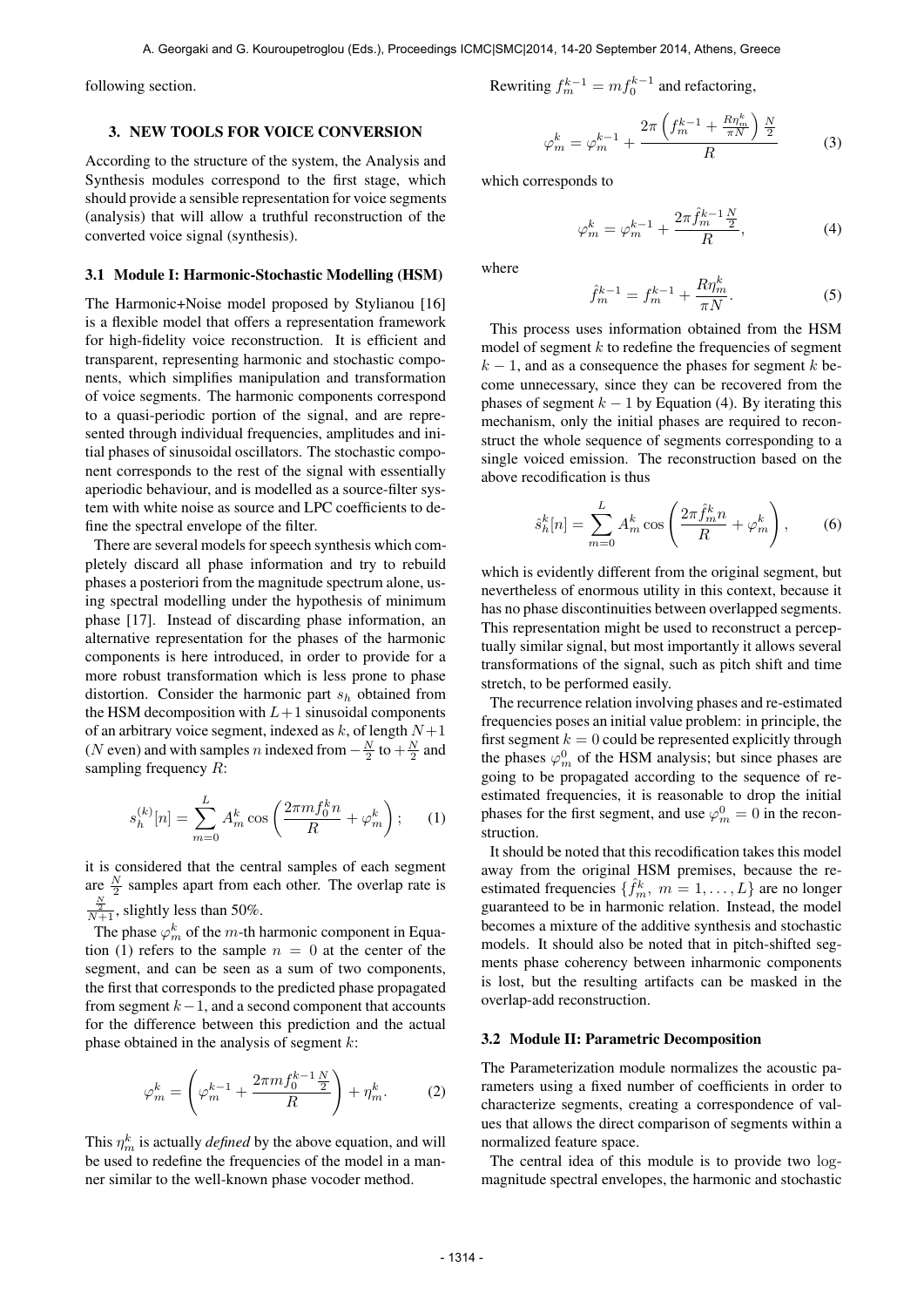following section.

## 3. NEW TOOLS FOR VOICE CONVERSION

According to the structure of the system, the Analysis and Synthesis modules correspond to the first stage, which should provide a sensible representation for voice segments (analysis) that will allow a truthful reconstruction of the converted voice signal (synthesis).

### 3.1 Module I: Harmonic-Stochastic Modelling (HSM)

The Harmonic+Noise model proposed by Stylianou [16] is a flexible model that offers a representation framework for high-fidelity voice reconstruction. It is efficient and transparent, representing harmonic and stochastic components, which simplifies manipulation and transformation of voice segments. The harmonic components correspond to a quasi-periodic portion of the signal, and are represented through individual frequencies, amplitudes and initial phases of sinusoidal oscillators. The stochastic component corresponds to the rest of the signal with essentially aperiodic behaviour, and is modelled as a source-filter system with white noise as source and LPC coefficients to define the spectral envelope of the filter.

There are several models for speech synthesis which completely discard all phase information and try to rebuild phases a posteriori from the magnitude spectrum alone, using spectral modelling under the hypothesis of minimum phase [17]. Instead of discarding phase information, an alternative representation for the phases of the harmonic components is here introduced, in order to provide for a more robust transformation which is less prone to phase distortion. Consider the harmonic part $s_h$ obtained from the HSM decomposition with $L+1$ sinusoidal components of an arbitrary voice segment, indexed as $k$, of length $N+1$ ($N$ even) and with samples $n$ indexed from $-\frac{N}{2}$ to $+\frac{N}{2}$ and sampling frequency $R$:

$$s_h^{(k)}[n] = \sum_{m=0}^{L} A_m^k \cos\left(\frac{2\pi m f_0^k n}{R} + \varphi_m^k\right); \qquad (1)$$

it is considered that the central samples of each segment are $\frac{N}{2}$ samples apart from each other. The overlap rate is $\frac{\frac{N}{2}}{N+1}$, slightly less than 50%.

The phase $\varphi_m^k$ of the $m$-th harmonic component in Equation (1) refers to the sample $n = 0$ at the center of the segment, and can be seen as a sum of two components, the first that corresponds to the predicted phase propagated from segment $k-1$, and a second component that accounts for the difference between this prediction and the actual phase obtained in the analysis of segment $k$:

$$\varphi_m^k = \left(\varphi_m^{k-1} + \frac{2\pi m f_0^{k-1}\frac{N}{2}}{R}\right) + \eta_m^k. \qquad (2)$$

This $\eta_m^k$ is actually *defined* by the above equation, and will be used to redefine the frequencies of the model in a manner similar to the well-known phase vocoder method.

Rewriting $f_m^{k-1} = m f_0^{k-1}$ and refactoring,

$$\varphi_m^k = \varphi_m^{k-1} + \frac{2\pi\left(f_m^{k-1} + \frac{R\eta_m^k}{\pi N}\right)\frac{N}{2}}{R} \qquad (3)$$

which corresponds to

$$\varphi_m^k = \varphi_m^{k-1} + \frac{2\pi \hat{f}_m^{k-1}\frac{N}{2}}{R}, \qquad (4)$$

where

$$\hat{f}_m^{k-1} = f_m^{k-1} + \frac{R\eta_m^k}{\pi N}. \qquad (5)$$

This process uses information obtained from the HSM model of segment $k$ to redefine the frequencies of segment $k-1$, and as a consequence the phases for segment $k$ become unnecessary, since they can be recovered from the phases of segment $k-1$ by Equation (4). By iterating this mechanism, only the initial phases are required to reconstruct the whole sequence of segments corresponding to a single voiced emission. The reconstruction based on the above recodification is thus

$$\hat{s}_h^k[n] = \sum_{m=0}^{L} A_m^k \cos\left(\frac{2\pi \hat{f}_m^k n}{R} + \varphi_m^k\right), \qquad (6)$$

which is evidently different from the original segment, but nevertheless of enormous utility in this context, because it has no phase discontinuities between overlapped segments. This representation might be used to reconstruct a perceptually similar signal, but most importantly it allows several transformations of the signal, such as pitch shift and time stretch, to be performed easily.

The recurrence relation involving phases and re-estimated frequencies poses an initial value problem: in principle, the first segment $k = 0$ could be represented explicitly through the phases $\varphi_m^0$ of the HSM analysis; but since phases are going to be propagated according to the sequence of re-estimated frequencies, it is reasonable to drop the initial phases for the first segment, and use $\varphi_m^0 = 0$ in the reconstruction.

It should be noted that this recodification takes this model away from the original HSM premises, because the re-estimated frequencies $\{\hat{f}_m^k,\ m = 1, \ldots, L\}$ are no longer guaranteed to be in harmonic relation. Instead, the model becomes a mixture of the additive synthesis and stochastic models. It should also be noted that in pitch-shifted segments phase coherency between inharmonic components is lost, but the resulting artifacts can be masked in the overlap-add reconstruction.

### 3.2 Module II: Parametric Decomposition

The Parameterization module normalizes the acoustic parameters using a fixed number of coefficients in order to characterize segments, creating a correspondence of values that allows the direct comparison of segments within a normalized feature space.

The central idea of this module is to provide two log-magnitude spectral envelopes, the harmonic and stochastic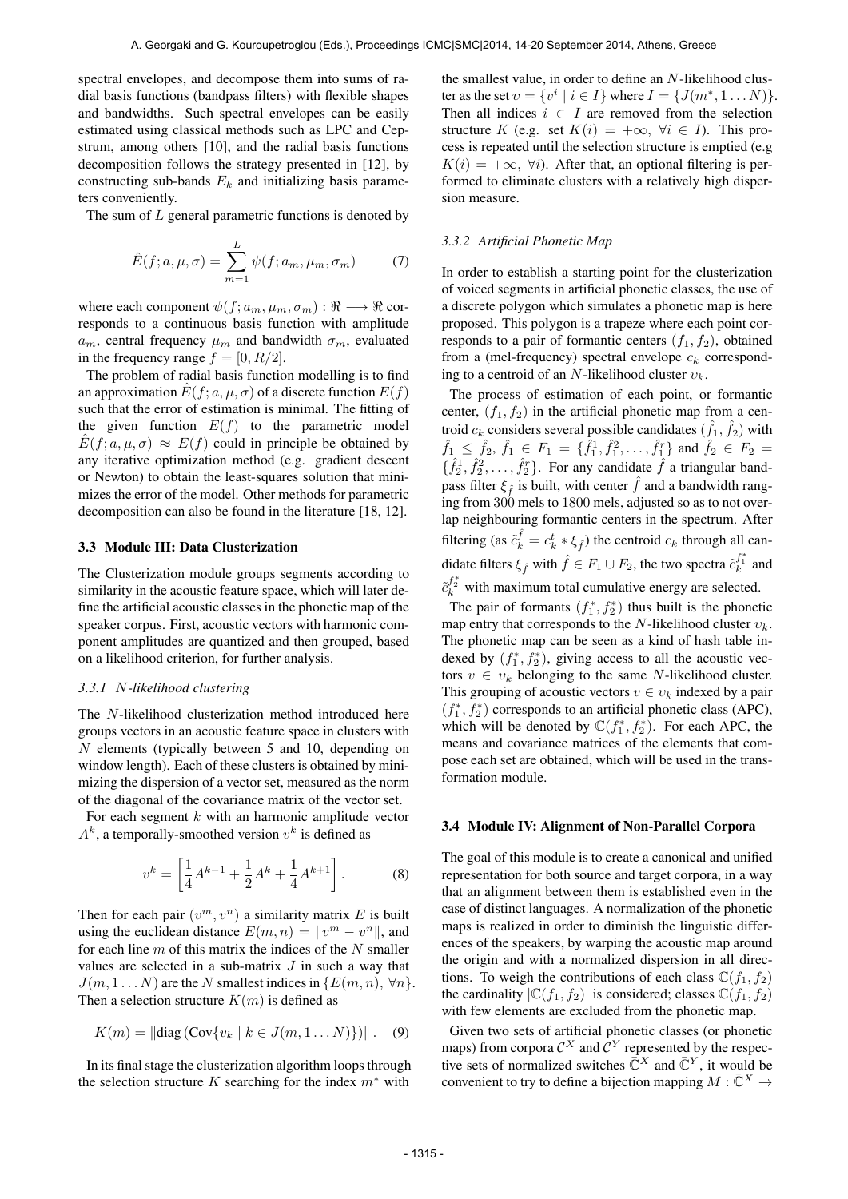spectral envelopes, and decompose them into sums of radial basis functions (bandpass filters) with flexible shapes and bandwidths. Such spectral envelopes can be easily estimated using classical methods such as LPC and Cepstrum, among others [10], and the radial basis functions decomposition follows the strategy presented in [12], by constructing sub-bands $E_k$ and initializing basis parameters conveniently.

The sum of $L$ general parametric functions is denoted by

$$\hat{E}(f; a, \mu, \sigma) = \sum_{m=1}^{L} \psi(f; a_m, \mu_m, \sigma_m) \tag{7}$$

where each component $\psi(f; a_m, \mu_m, \sigma_m) : \Re \longrightarrow \Re$ corresponds to a continuous basis function with amplitude $a_m$, central frequency $\mu_m$ and bandwidth $\sigma_m$, evaluated in the frequency range $f = [0, R/2]$.

The problem of radial basis function modelling is to find an approximation $\hat{E}(f; a, \mu, \sigma)$ of a discrete function $E(f)$ such that the error of estimation is minimal. The fitting of the given function $E(f)$ to the parametric model $\hat{E}(f; a, \mu, \sigma) \approx E(f)$ could in principle be obtained by any iterative optimization method (e.g. gradient descent or Newton) to obtain the least-squares solution that minimizes the error of the model. Other methods for parametric decomposition can also be found in the literature [18, 12].

### 3.3 Module III: Data Clusterization

The Clusterization module groups segments according to similarity in the acoustic feature space, which will later define the artificial acoustic classes in the phonetic map of the speaker corpus. First, acoustic vectors with harmonic component amplitudes are quantized and then grouped, based on a likelihood criterion, for further analysis.

#### *3.3.1 N-likelihood clustering*

The $N$-likelihood clusterization method introduced here groups vectors in an acoustic feature space in clusters with $N$ elements (typically between 5 and 10, depending on window length). Each of these clusters is obtained by minimizing the dispersion of a vector set, measured as the norm of the diagonal of the covariance matrix of the vector set.

For each segment $k$ with an harmonic amplitude vector $A^k$, a temporally-smoothed version $v^k$ is defined as

$$v^k = \left[\frac{1}{4}A^{k-1} + \frac{1}{2}A^k + \frac{1}{4}A^{k+1}\right]. \tag{8}$$

Then for each pair $(v^m, v^n)$ a similarity matrix $E$ is built using the euclidean distance $E(m, n) = \|v^m - v^n\|$, and for each line $m$ of this matrix the indices of the $N$ smaller values are selected in a sub-matrix $J$ in such a way that $J(m, 1 \ldots N)$ are the $N$ smallest indices in $\{E(m, n), \forall n\}$. Then a selection structure $K(m)$ is defined as

$$K(m) = \|\text{diag}\left(\text{Cov}\{v_k \mid k \in J(m, 1 \ldots N)\}\right)\|. \tag{9}$$

In its final stage the clusterization algorithm loops through the selection structure $K$ searching for the index $m^*$ with the smallest value, in order to define an $N$-likelihood cluster as the set $\upsilon = \{v^i \mid i \in I\}$ where $I = \{J(m^*, 1 \ldots N)\}$. Then all indices $i \in I$ are removed from the selection structure $K$ (e.g. set $K(i) = +\infty, \ \forall i \in I$). This process is repeated until the selection structure is emptied (e.g $K(i) = +\infty, \ \forall i$). After that, an optional filtering is performed to eliminate clusters with a relatively high dispersion measure.

#### *3.3.2 Artificial Phonetic Map*

In order to establish a starting point for the clusterization of voiced segments in artificial phonetic classes, the use of a discrete polygon which simulates a phonetic map is here proposed. This polygon is a trapeze where each point corresponds to a pair of formantic centers $(f_1, f_2)$, obtained from a (mel-frequency) spectral envelope $c_k$ corresponding to a centroid of an $N$-likelihood cluster $\upsilon_k$.

The process of estimation of each point, or formantic center, $(f_1, f_2)$ in the artificial phonetic map from a centroid $c_k$ considers several possible candidates $(\hat{f}_1, \hat{f}_2)$ with $\hat{f}_1 \leq \hat{f}_2$, $\hat{f}_1 \in F_1 = \{\hat{f}_1^1, \hat{f}_1^2, \ldots, \hat{f}_1^r\}$ and $\hat{f}_2 \in F_2 = \{\hat{f}_2^1, \hat{f}_2^2, \ldots, \hat{f}_2^r\}$. For any candidate $\hat{f}$ a triangular bandpass filter $\xi_{\hat{f}}$ is built, with center $\hat{f}$ and a bandwidth ranging from 300 mels to 1800 mels, adjusted so as to not overlap neighbouring formantic centers in the spectrum. After filtering (as $\tilde{c}_k^{\hat{f}} = c_k^t * \xi_{\hat{f}}$) the centroid $c_k$ through all candidate filters $\xi_{\hat{f}}$ with $\hat{f} \in F_1 \cup F_2$, the two spectra $\tilde{c}_k^{f_1^*}$ and $\tilde{c}_k^{f_2^*}$ with maximum total cumulative energy are selected.

The pair of formants $(f_1^*, f_2^*)$ thus built is the phonetic map entry that corresponds to the $N$-likelihood cluster $\upsilon_k$. The phonetic map can be seen as a kind of hash table indexed by $(f_1^*, f_2^*)$, giving access to all the acoustic vectors $v \in \upsilon_k$ belonging to the same $N$-likelihood cluster. This grouping of acoustic vectors $v \in \upsilon_k$ indexed by a pair $(f_1^*, f_2^*)$ corresponds to an artificial phonetic class (APC), which will be denoted by $\mathbb{C}(f_1^*, f_2^*)$. For each APC, the means and covariance matrices of the elements that compose each set are obtained, which will be used in the transformation module.

### 3.4 Module IV: Alignment of Non-Parallel Corpora

The goal of this module is to create a canonical and unified representation for both source and target corpora, in a way that an alignment between them is established even in the case of distinct languages. A normalization of the phonetic maps is realized in order to diminish the linguistic differences of the speakers, by warping the acoustic map around the origin and with a normalized dispersion in all directions. To weigh the contributions of each class $\mathbb{C}(f_1, f_2)$ the cardinality $|\mathbb{C}(f_1, f_2)|$ is considered; classes $\mathbb{C}(f_1, f_2)$ with few elements are excluded from the phonetic map.

Given two sets of artificial phonetic classes (or phonetic maps) from corpora $\mathcal{C}^X$ and $\mathcal{C}^Y$ represented by the respective sets of normalized switches $\bar{\mathbb{C}}^X$ and $\bar{\mathbb{C}}^Y$, it would be convenient to try to define a bijection mapping $M : \bar{\mathbb{C}}^X \rightarrow$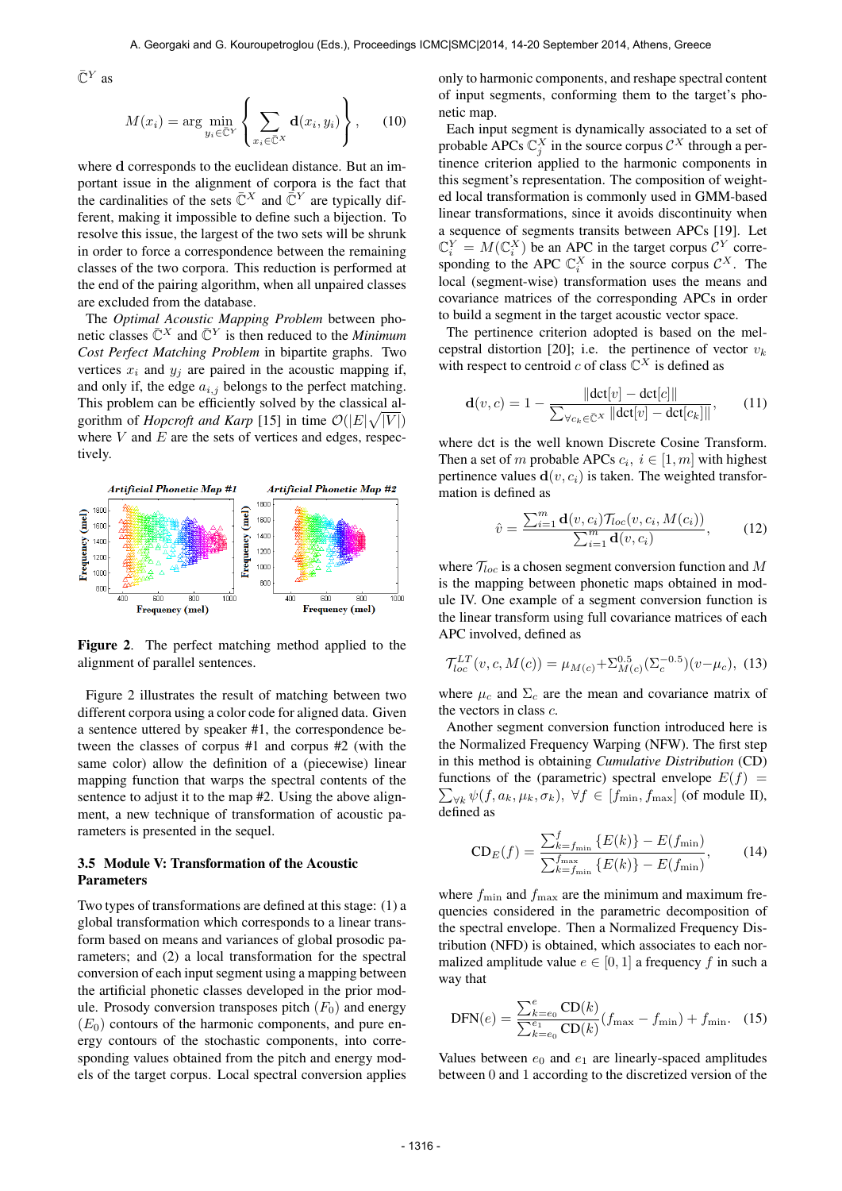$\bar{\mathbb{C}}^Y$ as

$$M(x_i) = \arg\min_{y_i \in \bar{\mathbb{C}}^Y} \left\{ \sum_{x_i \in \bar{\mathbb{C}}^X} \mathbf{d}(x_i, y_i) \right\}, \qquad (10)$$

where $\mathbf{d}$ corresponds to the euclidean distance. But an important issue in the alignment of corpora is the fact that the cardinalities of the sets $\bar{\mathbb{C}}^X$ and $\bar{\mathbb{C}}^Y$ are typically different, making it impossible to define such a bijection. To resolve this issue, the largest of the two sets will be shrunk in order to force a correspondence between the remaining classes of the two corpora. This reduction is performed at the end of the pairing algorithm, when all unpaired classes are excluded from the database.

The *Optimal Acoustic Mapping Problem* between phonetic classes $\bar{\mathbb{C}}^X$ and $\bar{\mathbb{C}}^Y$ is then reduced to the *Minimum Cost Perfect Matching Problem* in bipartite graphs. Two vertices $x_i$ and $y_j$ are paired in the acoustic mapping if, and only if, the edge $a_{i,j}$ belongs to the perfect matching. This problem can be efficiently solved by the classical algorithm of *Hopcroft and Karp* [15] in time $\mathcal{O}(|E|\sqrt{|V|})$ where $V$ and $E$ are the sets of vertices and edges, respectively.

**Figure 2**. The perfect matching method applied to the alignment of parallel sentences.

Figure 2 illustrates the result of matching between two different corpora using a color code for aligned data. Given a sentence uttered by speaker #1, the correspondence between the classes of corpus #1 and corpus #2 (with the same color) allow the definition of a (piecewise) linear mapping function that warps the spectral contents of the sentence to adjust it to the map #2. Using the above alignment, a new technique of transformation of acoustic parameters is presented in the sequel.

### 3.5 Module V: Transformation of the Acoustic Parameters

Two types of transformations are defined at this stage: (1) a global transformation which corresponds to a linear transform based on means and variances of global prosodic parameters; and (2) a local transformation for the spectral conversion of each input segment using a mapping between the artificial phonetic classes developed in the prior module. Prosody conversion transposes pitch ($F_0$) and energy ($E_0$) contours of the harmonic components, and pure energy contours of the stochastic components, into corresponding values obtained from the pitch and energy models of the target corpus. Local spectral conversion applies only to harmonic components, and reshape spectral content of input segments, conforming them to the target's phonetic map.

Each input segment is dynamically associated to a set of probable APCs $\mathbb{C}_j^X$ in the source corpus $\mathcal{C}^X$ through a pertinence criterion applied to the harmonic components in this segment's representation. The composition of weighted local transformation is commonly used in GMM-based linear transformations, since it avoids discontinuity when a sequence of segments transits between APCs [19]. Let $\mathbb{C}_i^Y = M(\mathbb{C}_i^X)$ be an APC in the target corpus $\mathcal{C}^Y$ corresponding to the APC $\mathbb{C}_i^X$ in the source corpus $\mathcal{C}^X$. The local (segment-wise) transformation uses the means and covariance matrices of the corresponding APCs in order to build a segment in the target acoustic vector space.

The pertinence criterion adopted is based on the mel-cepstral distortion [20]; i.e. the pertinence of vector $v_k$ with respect to centroid $c$ of class $\bar{\mathbb{C}}^X$ is defined as

$$\mathbf{d}(v, c) = 1 - \frac{\|\text{dct}[v] - \text{dct}[c]\|}{\sum_{\forall c_k \in \bar{\mathbb{C}}^X} \|\text{dct}[v] - \text{dct}[c_k]\|}, \qquad (11)$$

where dct is the well known Discrete Cosine Transform. Then a set of $m$ probable APCs $c_i$, $i \in [1, m]$ with highest pertinence values $\mathbf{d}(v, c_i)$ is taken. The weighted transformation is defined as

$$\hat{v} = \frac{\sum_{i=1}^{m} \mathbf{d}(v, c_i) \mathcal{T}_{loc}(v, c_i, M(c_i))}{\sum_{i=1}^{m} \mathbf{d}(v, c_i)}, \qquad (12)$$

where $\mathcal{T}_{loc}$ is a chosen segment conversion function and $M$ is the mapping between phonetic maps obtained in module IV. One example of a segment conversion function is the linear transform using full covariance matrices of each APC involved, defined as

$$\mathcal{T}_{loc}^{LT}(v, c, M(c)) = \mu_{M(c)} + \Sigma_{M(c)}^{0.5}(\Sigma_c^{-0.5})(v - \mu_c), \quad (13)$$

where $\mu_c$ and $\Sigma_c$ are the mean and covariance matrix of the vectors in class $c$.

Another segment conversion function introduced here is the Normalized Frequency Warping (NFW). The first step in this method is obtaining *Cumulative Distribution* (CD) functions of the (parametric) spectral envelope $E(f) = \sum_{\forall k} \psi(f, a_k, \mu_k, \sigma_k)$, $\forall f \in [f_{\min}, f_{\max}]$ (of module II), defined as

$$\text{CD}_E(f) = \frac{\sum_{k=f_{\min}}^{f} \{E(k)\} - E(f_{\min})}{\sum_{k=f_{\min}}^{f_{\max}} \{E(k)\} - E(f_{\min})}, \qquad (14)$$

where $f_{\min}$ and $f_{\max}$ are the minimum and maximum frequencies considered in the parametric decomposition of the spectral envelope. Then a Normalized Frequency Distribution (NFD) is obtained, which associates to each normalized amplitude value $e \in [0, 1]$ a frequency $f$ in such a way that

$$\text{DFN}(e) = \frac{\sum_{k=e_0}^{e} \text{CD}(k)}{\sum_{k=e_0}^{e_1} \text{CD}(k)} (f_{\max} - f_{\min}) + f_{\min}. \quad (15)$$

Values between $e_0$ and $e_1$ are linearly-spaced amplitudes between 0 and 1 according to the discretized version of the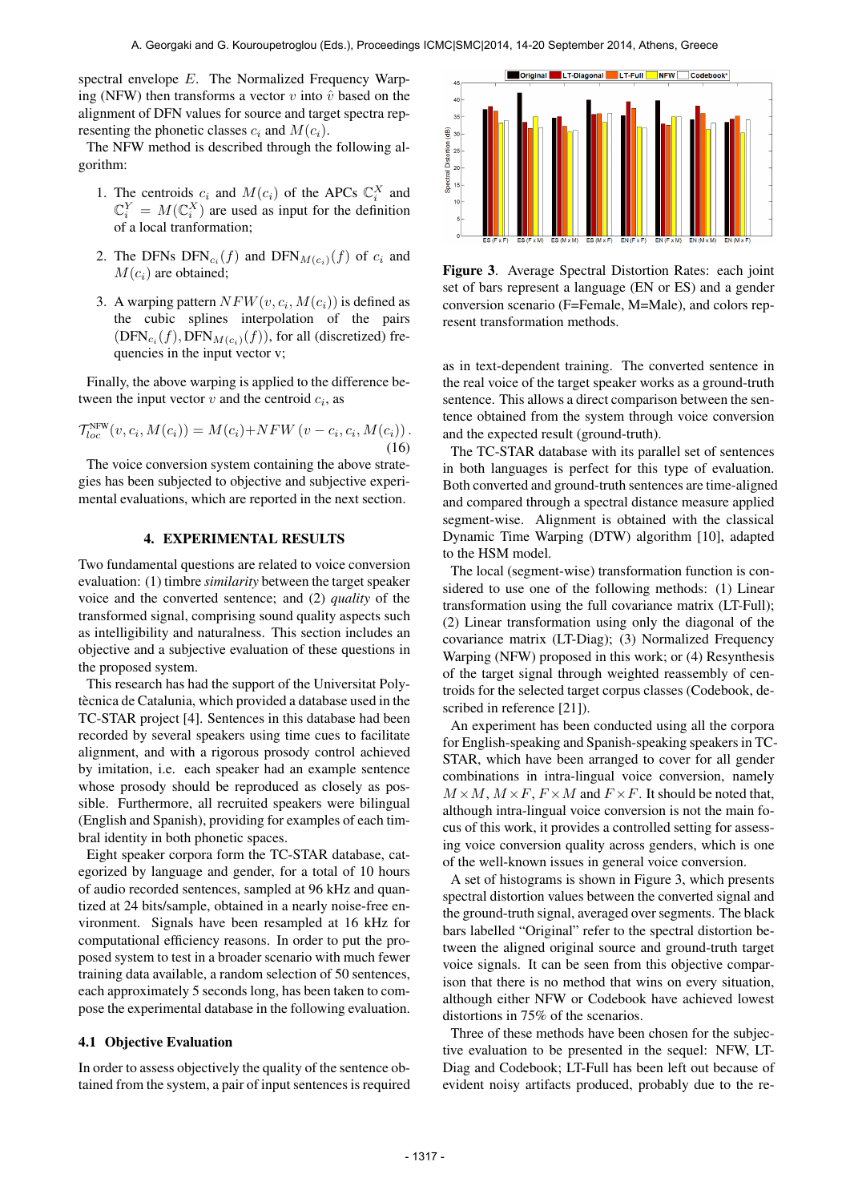spectral envelope $E$. The Normalized Frequency Warping (NFW) then transforms a vector $v$ into $\hat{v}$ based on the alignment of DFN values for source and target spectra representing the phonetic classes $c_i$ and $M(c_i)$.

The NFW method is described through the following algorithm:

1. The centroids $c_i$ and $M(c_i)$ of the APCs $\mathbb{C}_i^X$ and $\mathbb{C}_i^Y = M(\mathbb{C}_i^X)$ are used as input for the definition of a local transformation;
2. The DFNs $\text{DFN}_{c_i}(f)$ and $\text{DFN}_{M(c_i)}(f)$ of $c_i$ and $M(c_i)$ are obtained;
3. A warping pattern $NFW(v, c_i, M(c_i))$ is defined as the cubic splines interpolation of the pairs $(\text{DFN}_{c_i}(f), \text{DFN}_{M(c_i)}(f))$, for all (discretized) frequencies in the input vector v;

Finally, the above warping is applied to the difference between the input vector $v$ and the centroid $c_i$, as

$$\mathcal{T}_{loc}^{\text{NFW}}(v, c_i, M(c_i)) = M(c_i) + NFW\left(v - c_i, c_i, M(c_i)\right). \quad (16)$$

The voice conversion system containing the above strategies has been subjected to objective and subjective experimental evaluations, which are reported in the next section.

## 4. EXPERIMENTAL RESULTS

Two fundamental questions are related to voice conversion evaluation: (1) timbre *similarity* between the target speaker voice and the converted sentence; and (2) *quality* of the transformed signal, comprising sound quality aspects such as intelligibility and naturalness. This section includes an objective and a subjective evaluation of these questions in the proposed system.

This research has had the support of the Universitat Politècnica de Catalunia, which provided a database used in the TC-STAR project [4]. Sentences in this database had been recorded by several speakers using time cues to facilitate alignment, and with a rigorous prosody control achieved by imitation, i.e. each speaker had an example sentence whose prosody should be reproduced as closely as possible. Furthermore, all recruited speakers were bilingual (English and Spanish), providing for examples of each timbral identity in both phonetic spaces.

Eight speaker corpora form the TC-STAR database, categorized by language and gender, for a total of 10 hours of audio recorded sentences, sampled at 96 kHz and quantized at 24 bits/sample, obtained in a nearly noise-free environment. Signals have been resampled at 16 kHz for computational efficiency reasons. In order to put the proposed system to test in a broader scenario with much fewer training data available, a random selection of 50 sentences, each approximately 5 seconds long, has been taken to compose the experimental database in the following evaluation.

### 4.1 Objective Evaluation

In order to assess objectively the quality of the sentence obtained from the system, a pair of input sentences is required as in text-dependent training. The converted sentence in the real voice of the target speaker works as a ground-truth sentence. This allows a direct comparison between the sentence obtained from the system through voice conversion and the expected result (ground-truth).

The TC-STAR database with its parallel set of sentences in both languages is perfect for this type of evaluation. Both converted and ground-truth sentences are time-aligned and compared through a spectral distance measure applied segment-wise. Alignment is obtained with the classical Dynamic Time Warping (DTW) algorithm [10], adapted to the HSM model.

The local (segment-wise) transformation function is considered to use one of the following methods: (1) Linear transformation using the full covariance matrix (LT-Full); (2) Linear transformation using only the diagonal of the covariance matrix (LT-Diag); (3) Normalized Frequency Warping (NFW) proposed in this work; or (4) Resynthesis of the target signal through weighted reassembly of centroids for the selected target corpus classes (Codebook, described in reference [21]).

An experiment has been conducted using all the corpora for English-speaking and Spanish-speaking speakers in TC-STAR, which have been arranged to cover for all gender combinations in intra-lingual voice conversion, namely $M \times M$, $M \times F$, $F \times M$ and $F \times F$. It should be noted that, although intra-lingual voice conversion is not the main focus of this work, it provides a controlled setting for assessing voice conversion quality across genders, which is one of the well-known issues in general voice conversion.

A set of histograms is shown in Figure 3, which presents spectral distortion values between the converted signal and the ground-truth signal, averaged over segments. The black bars labelled "Original" refer to the spectral distortion between the aligned original source and ground-truth target voice signals. It can be seen from this objective comparison that there is no method that wins on every situation, although either NFW or Codebook have achieved lowest distortions in 75% of the scenarios.

**Figure 3**. Average Spectral Distortion Rates: each joint set of bars represent a language (EN or ES) and a gender conversion scenario (F=Female, M=Male), and colors represent transformation methods.

Three of these methods have been chosen for the subjective evaluation to be presented in the sequel: NFW, LT-Diag and Codebook; LT-Full has been left out because of evident noisy artifacts produced, probably due to the re-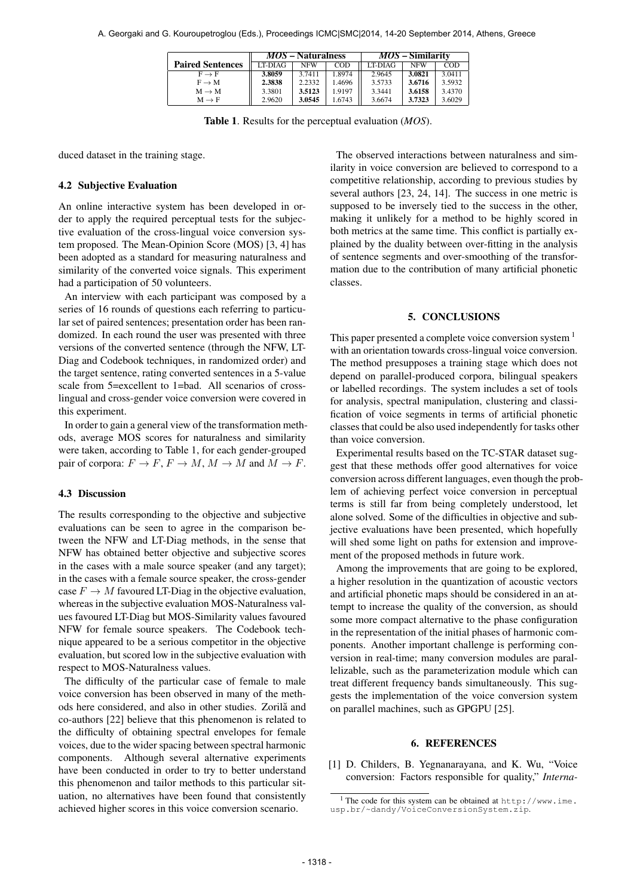| Paired Sentences | *MOS* – Naturalness | | | *MOS* – Similarity | | |
|---|---|---|---|---|---|---|
| | LT-DIAG | NFW | COD | LT-DIAG | NFW | COD |
| F → F | **3.8059** | 3.7411 | 1.8974 | 2.9645 | **3.0821** | 3.0411 |
| F → M | **2.3838** | 2.2332 | 1.4696 | 3.5733 | **3.6716** | 3.5932 |
| M → M | 3.3801 | **3.5123** | 1.9197 | 3.3441 | **3.6158** | 3.4370 |
| M → F | 2.9620 | **3.0545** | 1.6743 | 3.6674 | **3.7323** | 3.6029 |

**Table 1**. Results for the perceptual evaluation (*MOS*).

duced dataset in the training stage.

### 4.2 Subjective Evaluation

An online interactive system has been developed in order to apply the required perceptual tests for the subjective evaluation of the cross-lingual voice conversion system proposed. The Mean-Opinion Score (MOS) [3, 4] has been adopted as a standard for measuring naturalness and similarity of the converted voice signals. This experiment had a participation of 50 volunteers.

An interview with each participant was composed by a series of 16 rounds of questions each referring to particular set of paired sentences; presentation order has been randomized. In each round the user was presented with three versions of the converted sentence (through the NFW, LT-Diag and Codebook techniques, in randomized order) and the target sentence, rating converted sentences in a 5-value scale from 5=excellent to 1=bad. All scenarios of cross-lingual and cross-gender voice conversion were covered in this experiment.

In order to gain a general view of the transformation methods, average MOS scores for naturalness and similarity were taken, according to Table 1, for each gender-grouped pair of corpora: $F \to F$, $F \to M$, $M \to M$ and $M \to F$.

### 4.3 Discussion

The results corresponding to the objective and subjective evaluations can be seen to agree in the comparison between the NFW and LT-Diag methods, in the sense that NFW has obtained better objective and subjective scores in the cases with a male source speaker (and any target); in the cases with a female source speaker, the cross-gender case $F \to M$ favoured LT-Diag in the objective evaluation, whereas in the subjective evaluation MOS-Naturalness values favoured LT-Diag but MOS-Similarity values favoured NFW for female source speakers. The Codebook technique appeared to be a serious competitor in the objective evaluation, but scored low in the subjective evaluation with respect to MOS-Naturalness values.

The difficulty of the particular case of female to male voice conversion has been observed in many of the methods here considered, and also in other studies. Zorilă and co-authors [22] believe that this phenomenon is related to the difficulty of obtaining spectral envelopes for female voices, due to the wider spacing between spectral harmonic components. Although several alternative experiments have been conducted in order to try to better understand this phenomenon and tailor methods to this particular situation, no alternatives have been found that consistently achieved higher scores in this voice conversion scenario.

The observed interactions between naturalness and similarity in voice conversion are believed to correspond to a competitive relationship, according to previous studies by several authors [23, 24, 14]. The success in one metric is supposed to be inversely tied to the success in the other, making it unlikely for a method to be highly scored in both metrics at the same time. This conflict is partially explained by the duality between over-fitting in the analysis of sentence segments and over-smoothing of the transformation due to the contribution of many artificial phonetic classes.

## 5. CONCLUSIONS

This paper presented a complete voice conversion system [1] with an orientation towards cross-lingual voice conversion. The method presupposes a training stage which does not depend on parallel-produced corpora, bilingual speakers or labelled recordings. The system includes a set of tools for analysis, spectral manipulation, clustering and classification of voice segments in terms of artificial phonetic classes that could be also used independently for tasks other than voice conversion.

Experimental results based on the TC-STAR dataset suggest that these methods offer good alternatives for voice conversion across different languages, even though the problem of achieving perfect voice conversion in perceptual terms is still far from being completely understood, let alone solved. Some of the difficulties in objective and subjective evaluations have been presented, which hopefully will shed some light on paths for extension and improvement of the proposed methods in future work.

Among the improvements that are going to be explored, a higher resolution in the quantization of acoustic vectors and artificial phonetic maps should be considered in an attempt to increase the quality of the conversion, as should some more compact alternative to the phase configuration in the representation of the initial phases of harmonic components. Another important challenge is performing conversion in real-time; many conversion modules are parallelizable, such as the parameterization module which can treat different frequency bands simultaneously. This suggests the implementation of the voice conversion system on parallel machines, such as GPGPU [25].

## 6. REFERENCES

[1] D. Childers, B. Yegnanarayana, and K. Wu, "Voice conversion: Factors responsible for quality," *Interna-*

[1] The code for this system can be obtained at http://www.ime.usp.br/~dandy/VoiceConversionSystem.zip.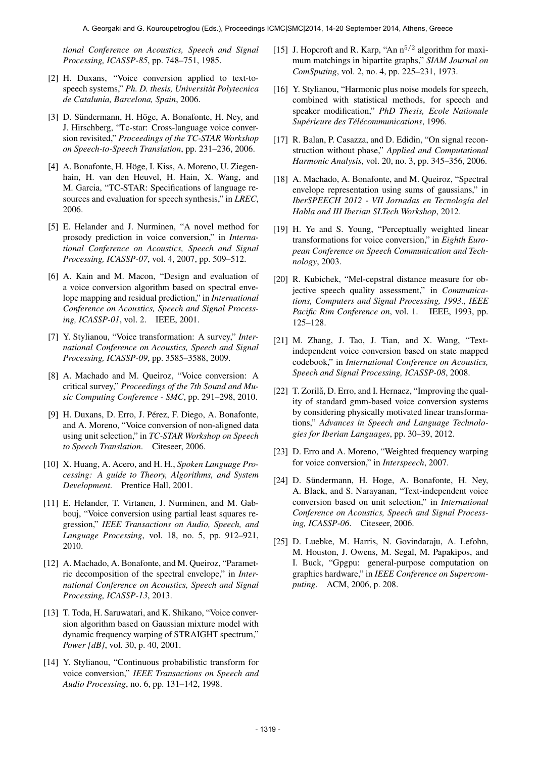*tional Conference on Acoustics, Speech and Signal Processing, ICASSP-85*, pp. 748–751, 1985.

[2] H. Duxans, "Voice conversion applied to text-to-speech systems," *Ph. D. thesis, Universitàt Polytecnica de Catalunia, Barcelona, Spain*, 2006.

[3] D. Sündermann, H. Höge, A. Bonafonte, H. Ney, and J. Hirschberg, "Tc-star: Cross-language voice conversion revisited," *Proceedings of the TC-STAR Workshop on Speech-to-Speech Translation*, pp. 231–236, 2006.

[4] A. Bonafonte, H. Höge, I. Kiss, A. Moreno, U. Ziegenhain, H. van den Heuvel, H. Hain, X. Wang, and M. Garcia, "TC-STAR: Specifications of language resources and evaluation for speech synthesis," in *LREC*, 2006.

[5] E. Helander and J. Nurminen, "A novel method for prosody prediction in voice conversion," in *International Conference on Acoustics, Speech and Signal Processing, ICASSP-07*, vol. 4, 2007, pp. 509–512.

[6] A. Kain and M. Macon, "Design and evaluation of a voice conversion algorithm based on spectral envelope mapping and residual prediction," in *International Conference on Acoustics, Speech and Signal Processing, ICASSP-01*, vol. 2. IEEE, 2001.

[7] Y. Stylianou, "Voice transformation: A survey," *International Conference on Acoustics, Speech and Signal Processing, ICASSP-09*, pp. 3585–3588, 2009.

[8] A. Machado and M. Queiroz, "Voice conversion: A critical survey," *Proceedings of the 7th Sound and Music Computing Conference - SMC*, pp. 291–298, 2010.

[9] H. Duxans, D. Erro, J. Pérez, F. Diego, A. Bonafonte, and A. Moreno, "Voice conversion of non-aligned data using unit selection," in *TC-STAR Workshop on Speech to Speech Translation*. Citeseer, 2006.

[10] X. Huang, A. Acero, and H. H., *Spoken Language Processing: A guide to Theory, Algorithms, and System Development*. Prentice Hall, 2001.

[11] E. Helander, T. Virtanen, J. Nurminen, and M. Gabbouj, "Voice conversion using partial least squares regression," *IEEE Transactions on Audio, Speech, and Language Processing*, vol. 18, no. 5, pp. 912–921, 2010.

[12] A. Machado, A. Bonafonte, and M. Queiroz, "Parametric decomposition of the spectral envelope," in *International Conference on Acoustics, Speech and Signal Processing, ICASSP-13*, 2013.

[13] T. Toda, H. Saruwatari, and K. Shikano, "Voice conversion algorithm based on Gaussian mixture model with dynamic frequency warping of STRAIGHT spectrum," *Power [dB]*, vol. 30, p. 40, 2001.

[14] Y. Stylianou, "Continuous probabilistic transform for voice conversion," *IEEE Transactions on Speech and Audio Processing*, no. 6, pp. 131–142, 1998.

[15] J. Hopcroft and R. Karp, "An $n^{5/2}$ algorithm for maximum matchings in bipartite graphs," *SIAM Journal on ComSputing*, vol. 2, no. 4, pp. 225–231, 1973.

[16] Y. Stylianou, "Harmonic plus noise models for speech, combined with statistical methods, for speech and speaker modification," *PhD Thesis, Ecole Nationale Supérieure des Télécommunications*, 1996.

[17] R. Balan, P. Casazza, and D. Edidin, "On signal reconstruction without phase," *Applied and Computational Harmonic Analysis*, vol. 20, no. 3, pp. 345–356, 2006.

[18] A. Machado, A. Bonafonte, and M. Queiroz, "Spectral envelope representation using sums of gaussians," in *IberSPEECH 2012 - VII Jornadas en Tecnología del Habla and III Iberian SLTech Workshop*, 2012.

[19] H. Ye and S. Young, "Perceptually weighted linear transformations for voice conversion," in *Eighth European Conference on Speech Communication and Technology*, 2003.

[20] R. Kubichek, "Mel-cepstral distance measure for objective speech quality assessment," in *Communications, Computers and Signal Processing, 1993., IEEE Pacific Rim Conference on*, vol. 1. IEEE, 1993, pp. 125–128.

[21] M. Zhang, J. Tao, J. Tian, and X. Wang, "Text-independent voice conversion based on state mapped codebook," in *International Conference on Acoustics, Speech and Signal Processing, ICASSP-08*, 2008.

[22] T. Zorilă, D. Erro, and I. Hernaez, "Improving the quality of standard gmm-based voice conversion systems by considering physically motivated linear transformations," *Advances in Speech and Language Technologies for Iberian Languages*, pp. 30–39, 2012.

[23] D. Erro and A. Moreno, "Weighted frequency warping for voice conversion," in *Interspeech*, 2007.

[24] D. Sündermann, H. Hoge, A. Bonafonte, H. Ney, A. Black, and S. Narayanan, "Text-independent voice conversion based on unit selection," in *International Conference on Acoustics, Speech and Signal Processing, ICASSP-06*. Citeseer, 2006.

[25] D. Luebke, M. Harris, N. Govindaraju, A. Lefohn, M. Houston, J. Owens, M. Segal, M. Papakipos, and I. Buck, "Gpgpu: general-purpose computation on graphics hardware," in *IEEE Conference on Supercomputing*. ACM, 2006, p. 208.